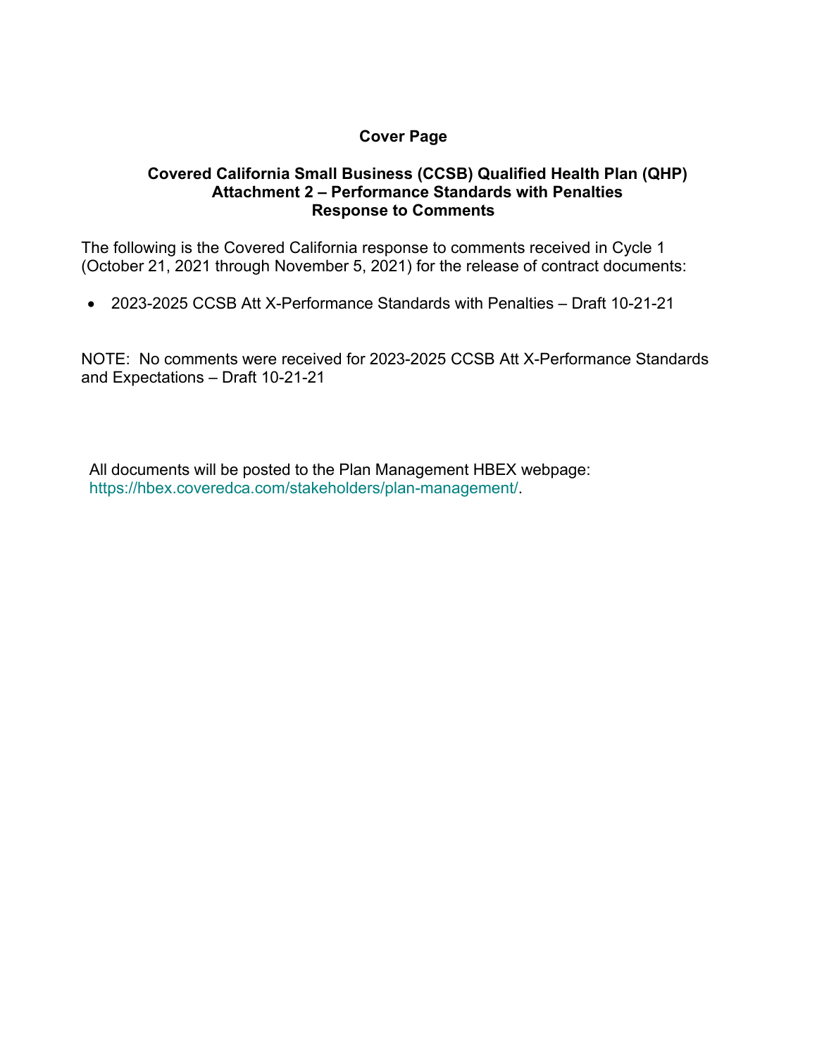# Cover Page

## Covered California Small Business (CCSB) Qualified Health Plan (QHP) Attachment 2 – Performance Standards with Penalties Response to Comments

The following is the Covered California response to comments received in Cycle 1 (October 21, 2021 through November 5, 2021) for the release of contract documents:

- 2023-2025 CCSB Att X-Performance Standards with Penalties – Draft 10-21-21

NOTE: No comments were received for 2023-2025 CCSB Att X-Performance Standards and Expectations – Draft 10-21-21

All documents will be posted to the Plan Management HBEX webpage: https://hbex.coveredca.com/stakeholders/plan-management/.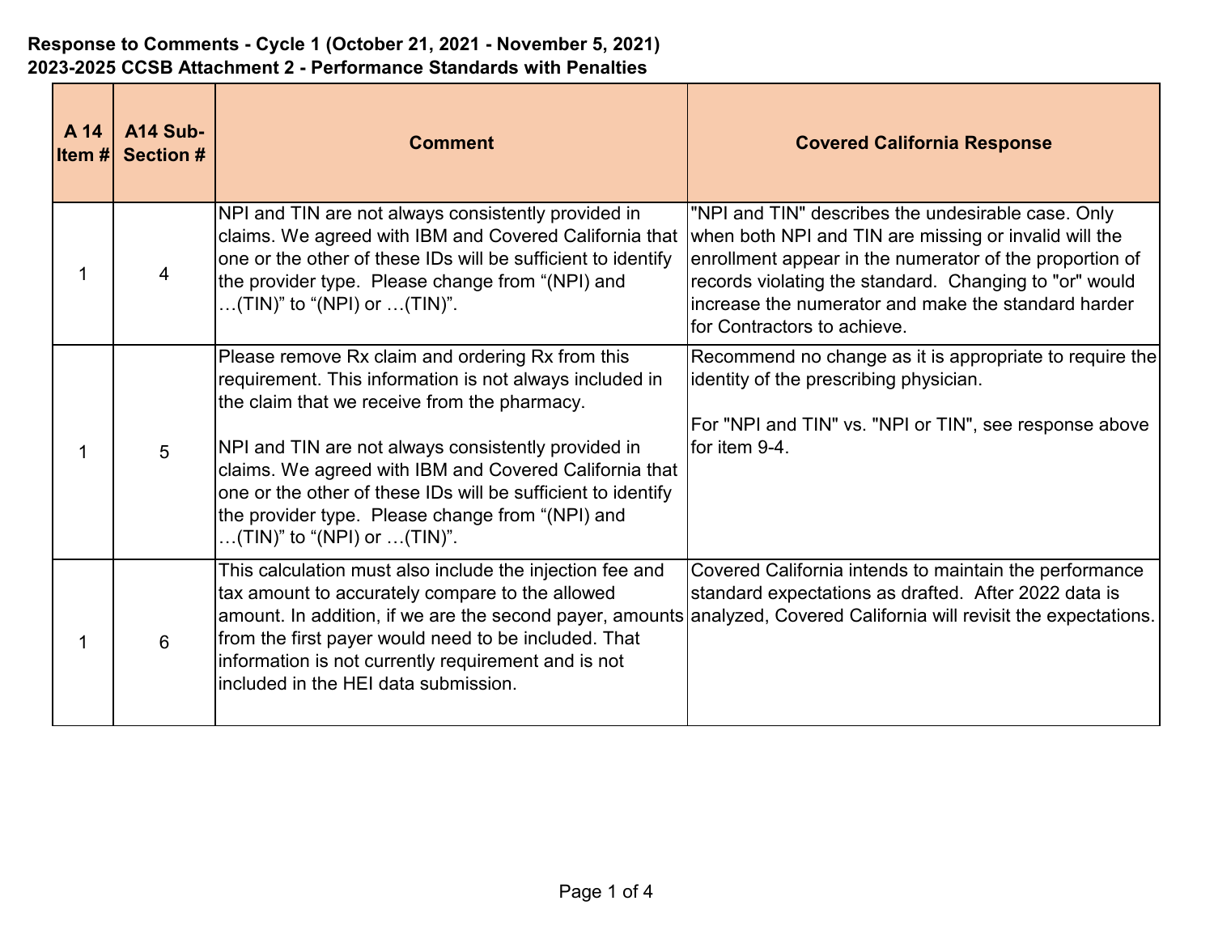**Response to Comments - Cycle 1 (October 21, 2021 - November 5, 2021)**
**2023-2025 CCSB Attachment 2 - Performance Standards with Penalties**

| A 14 Item # | A14 Sub-Section # | Comment | Covered California Response |
|---|---|---|---|
| 1 | 4 | NPI and TIN are not always consistently provided in claims. We agreed with IBM and Covered California that one or the other of these IDs will be sufficient to identify the provider type. Please change from "(NPI) and …(TIN)" to "(NPI) or …(TIN)". | "NPI and TIN" describes the undesirable case. Only when both NPI and TIN are missing or invalid will the enrollment appear in the numerator of the proportion of records violating the standard. Changing to "or" would increase the numerator and make the standard harder for Contractors to achieve. |
| 1 | 5 | Please remove Rx claim and ordering Rx from this requirement. This information is not always included in the claim that we receive from the pharmacy.<br><br>NPI and TIN are not always consistently provided in claims. We agreed with IBM and Covered California that one or the other of these IDs will be sufficient to identify the provider type. Please change from "(NPI) and …(TIN)" to "(NPI) or …(TIN)". | Recommend no change as it is appropriate to require the identity of the prescribing physician.<br><br>For "NPI and TIN" vs. "NPI or TIN", see response above for item 9-4. |
| 1 | 6 | This calculation must also include the injection fee and tax amount to accurately compare to the allowed amount. In addition, if we are the second payer, amounts from the first payer would need to be included. That information is not currently requirement and is not included in the HEI data submission. | Covered California intends to maintain the performance standard expectations as drafted. After 2022 data is analyzed, Covered California will revisit the expectations. |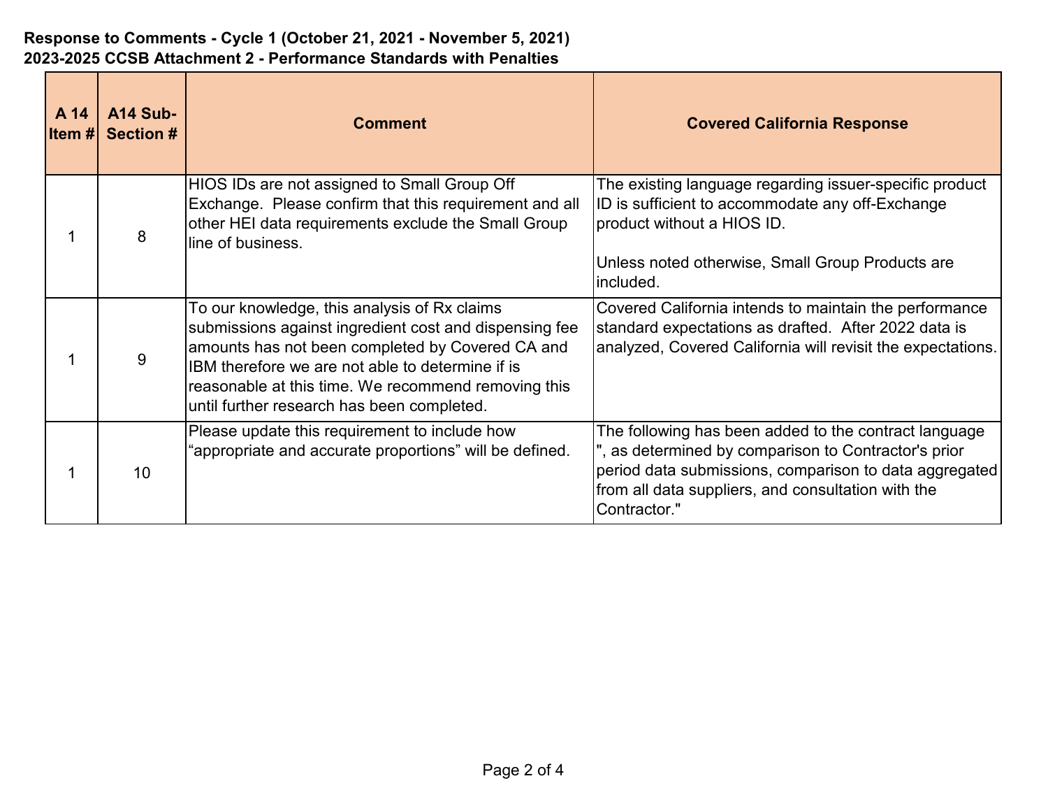**Response to Comments - Cycle 1 (October 21, 2021 - November 5, 2021)**
**2023-2025 CCSB Attachment 2 - Performance Standards with Penalties**

| A 14 Item # | A14 Sub-Section # | Comment | Covered California Response |
|---|---|---|---|
| 1 | 8 | HIOS IDs are not assigned to Small Group Off Exchange. Please confirm that this requirement and all other HEI data requirements exclude the Small Group line of business. | The existing language regarding issuer-specific product ID is sufficient to accommodate any off-Exchange product without a HIOS ID.<br><br>Unless noted otherwise, Small Group Products are included. |
| 1 | 9 | To our knowledge, this analysis of Rx claims submissions against ingredient cost and dispensing fee amounts has not been completed by Covered CA and IBM therefore we are not able to determine if is reasonable at this time. We recommend removing this until further research has been completed. | Covered California intends to maintain the performance standard expectations as drafted. After 2022 data is analyzed, Covered California will revisit the expectations. |
| 1 | 10 | Please update this requirement to include how "appropriate and accurate proportions" will be defined. | The following has been added to the contract language ", as determined by comparison to Contractor's prior period data submissions, comparison to data aggregated from all data suppliers, and consultation with the Contractor." |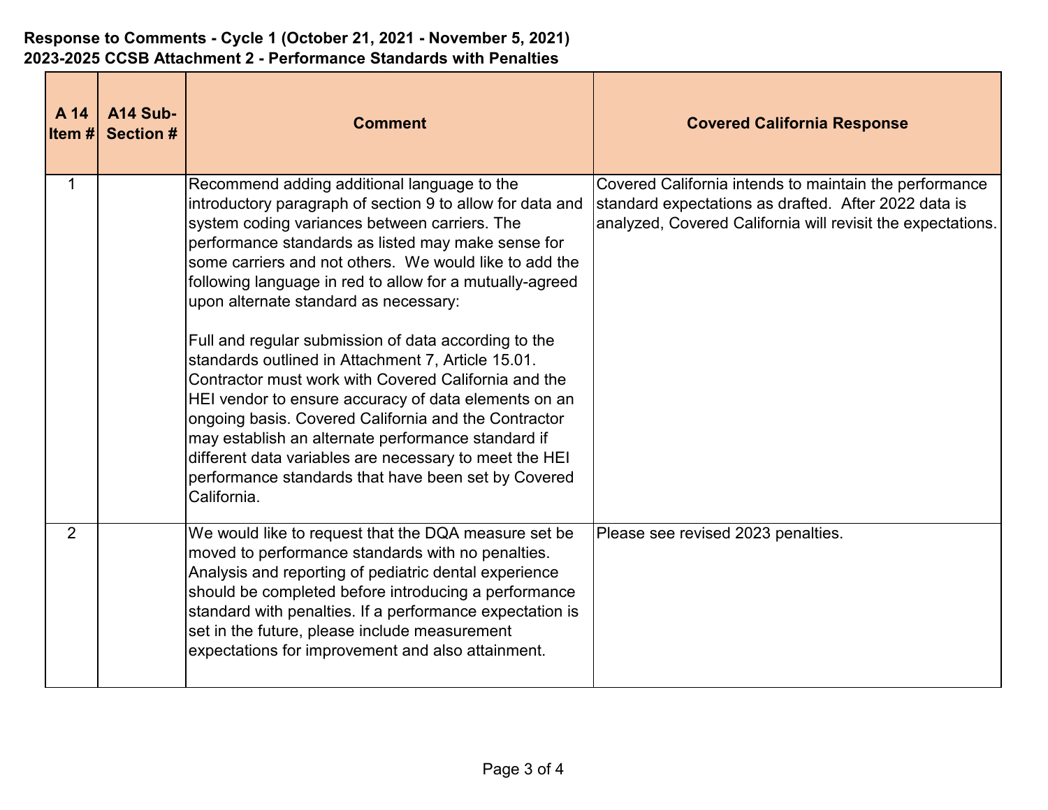**Response to Comments - Cycle 1 (October 21, 2021 - November 5, 2021)**
**2023-2025 CCSB Attachment 2 - Performance Standards with Penalties**

| A 14 Item # | A14 Sub-Section # | Comment | Covered California Response |
|---|---|---|---|
| 1 | | Recommend adding additional language to the introductory paragraph of section 9 to allow for data and system coding variances between carriers. The performance standards as listed may make sense for some carriers and not others. We would like to add the following language in red to allow for a mutually-agreed upon alternate standard as necessary:<br><br>Full and regular submission of data according to the standards outlined in Attachment 7, Article 15.01. Contractor must work with Covered California and the HEI vendor to ensure accuracy of data elements on an ongoing basis. Covered California and the Contractor may establish an alternate performance standard if different data variables are necessary to meet the HEI performance standards that have been set by Covered California. | Covered California intends to maintain the performance standard expectations as drafted. After 2022 data is analyzed, Covered California will revisit the expectations. |
| 2 | | We would like to request that the DQA measure set be moved to performance standards with no penalties. Analysis and reporting of pediatric dental experience should be completed before introducing a performance standard with penalties. If a performance expectation is set in the future, please include measurement expectations for improvement and also attainment. | Please see revised 2023 penalties. |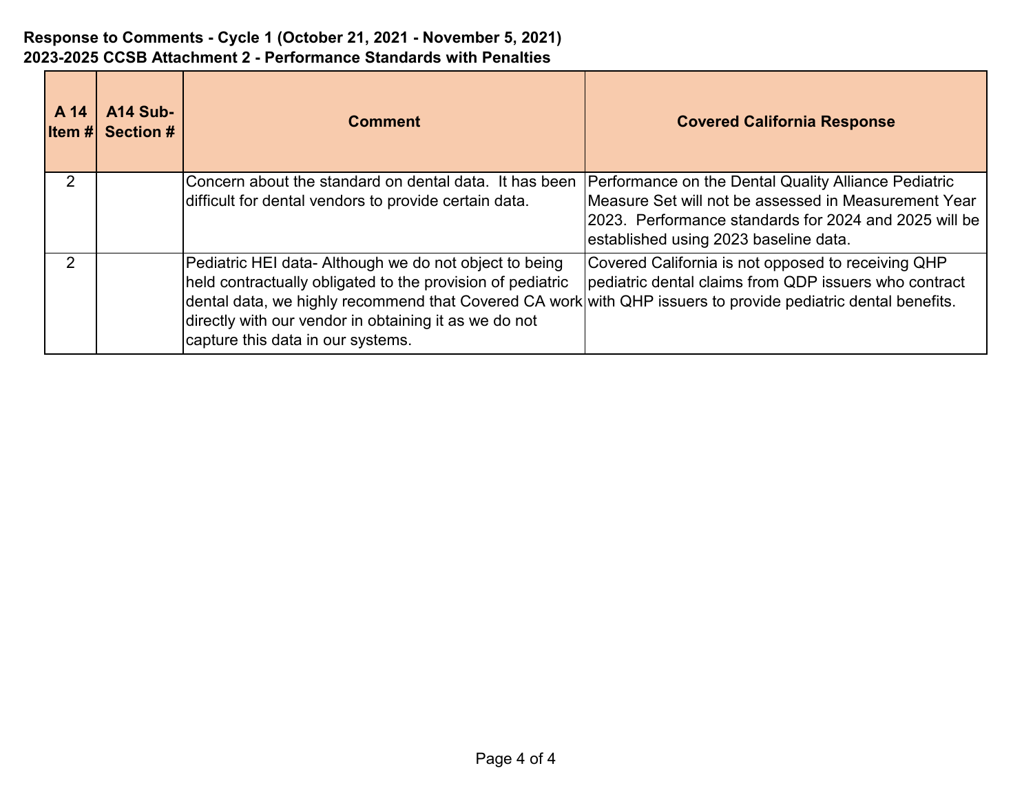**Response to Comments - Cycle 1 (October 21, 2021 - November 5, 2021)**
**2023-2025 CCSB Attachment 2 - Performance Standards with Penalties**

| A 14 Item # | A14 Sub-Section # | Comment | Covered California Response |
|---|---|---|---|
| 2 | | Concern about the standard on dental data. It has been difficult for dental vendors to provide certain data. | Performance on the Dental Quality Alliance Pediatric Measure Set will not be assessed in Measurement Year 2023. Performance standards for 2024 and 2025 will be established using 2023 baseline data. |
| 2 | | Pediatric HEI data- Although we do not object to being held contractually obligated to the provision of pediatric dental data, we highly recommend that Covered CA work directly with our vendor in obtaining it as we do not capture this data in our systems. | Covered California is not opposed to receiving QHP pediatric dental claims from QDP issuers who contract with QHP issuers to provide pediatric dental benefits. |